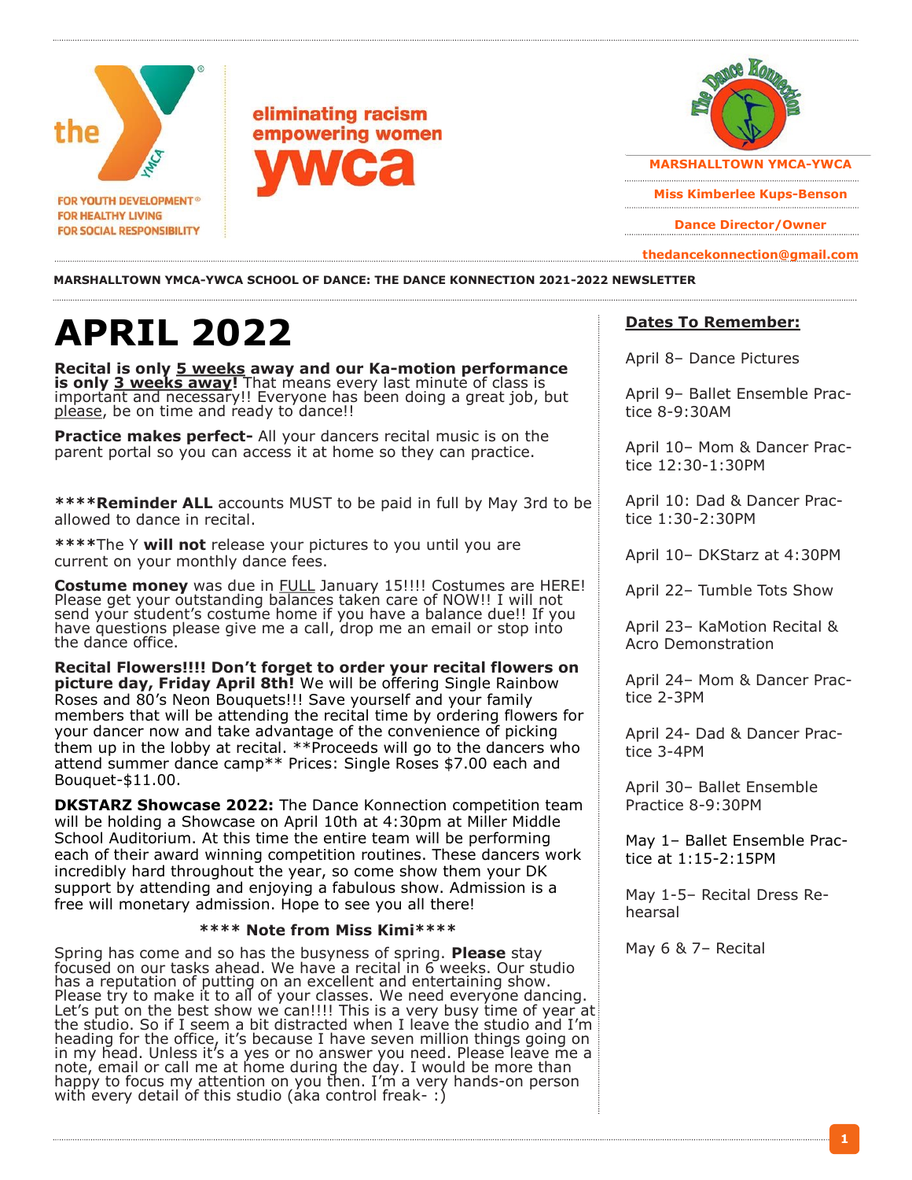eliminating racism
empowering women
ywca

FOR YOUTH DEVELOPMENT®
FOR HEALTHY LIVING
FOR SOCIAL RESPONSIBILITY

**MARSHALLTOWN YMCA-YWCA**

**Miss Kimberlee Kups-Benson**

**Dance Director/Owner**

**thedancekonnection@gmail.com**

**MARSHALLTOWN YMCA-YWCA SCHOOL OF DANCE: THE DANCE KONNECTION 2021-2022 NEWSLETTER**

# APRIL 2022

**Recital is only 5 weeks away and our Ka-motion performance is only 3 weeks away!** That means every last minute of class is important and necessary!! Everyone has been doing a great job, but please, be on time and ready to dance!!

**Practice makes perfect-** All your dancers recital music is on the parent portal so you can access it at home so they can practice.

****Reminder ALL** accounts MUST to be paid in full by May 3rd to be allowed to dance in recital.

****The Y **will not** release your pictures to you until you are current on your monthly dance fees.

**Costume money** was due in FULL January 15!!!! Costumes are HERE! Please get your outstanding balances taken care of NOW!! I will not send your student's costume home if you have a balance due!! If you have questions please give me a call, drop me an email or stop into the dance office.

**Recital Flowers!!!! Don't forget to order your recital flowers on picture day, Friday April 8th!** We will be offering Single Rainbow Roses and 80's Neon Bouquets!!! Save yourself and your family members that will be attending the recital time by ordering flowers for your dancer now and take advantage of the convenience of picking them up in the lobby at recital. **Proceeds will go to the dancers who attend summer dance camp** Prices: Single Roses $7.00 each and Bouquet-$11.00.

**DKSTARZ Showcase 2022:** The Dance Konnection competition team will be holding a Showcase on April 10th at 4:30pm at Miller Middle School Auditorium. At this time the entire team will be performing each of their award winning competition routines. These dancers work incredibly hard throughout the year, so come show them your DK support by attending and enjoying a fabulous show. Admission is a free will monetary admission. Hope to see you all there!

**\*\*\*\* Note from Miss Kimi\*\*\*\***

Spring has come and so has the busyness of spring. **Please** stay focused on our tasks ahead. We have a recital in 6 weeks. Our studio has a reputation of putting on an excellent and entertaining show. Please try to make it to all of your classes. We need everyone dancing. Let's put on the best show we can!!!! This is a very busy time of year at the studio. So if I seem a bit distracted when I leave the studio and I'm heading for the office, it's because I have seven million things going on in my head. Unless it's a yes or no answer you need. Please leave me a note, email or call me at home during the day. I would be more than happy to focus my attention on you then. I'm a very hands-on person with every detail of this studio (aka control freak- :)

## Dates To Remember:

April 8– Dance Pictures

April 9– Ballet Ensemble Practice 8-9:30AM

April 10– Mom & Dancer Practice 12:30-1:30PM

April 10: Dad & Dancer Practice 1:30-2:30PM

April 10– DKStarz at 4:30PM

April 22– Tumble Tots Show

April 23– KaMotion Recital & Acro Demonstration

April 24– Mom & Dancer Practice 2-3PM

April 24- Dad & Dancer Practice 3-4PM

April 30– Ballet Ensemble Practice 8-9:30PM

May 1– Ballet Ensemble Practice at 1:15-2:15PM

May 1-5– Recital Dress Rehearsal

May 6 & 7– Recital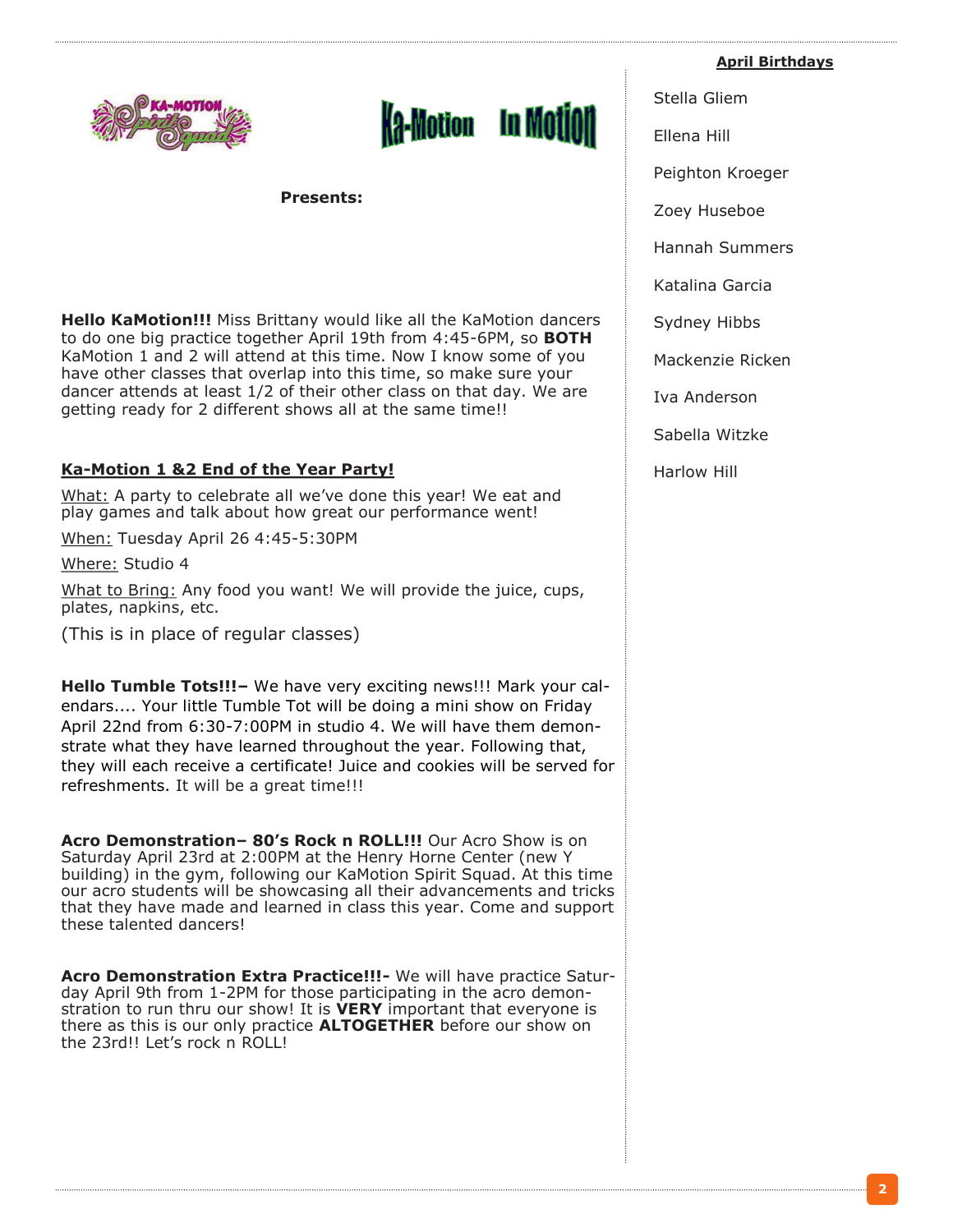**Presents:**

**Hello KaMotion!!!** Miss Brittany would like all the KaMotion dancers to do one big practice together April 19th from 4:45-6PM, so **BOTH** KaMotion 1 and 2 will attend at this time. Now I know some of you have other classes that overlap into this time, so make sure your dancer attends at least 1/2 of their other class on that day. We are getting ready for 2 different shows all at the same time!!

## Ka-Motion 1 &2 End of the Year Party!

What: A party to celebrate all we've done this year! We eat and play games and talk about how great our performance went!

When: Tuesday April 26 4:45-5:30PM

Where: Studio 4

What to Bring: Any food you want! We will provide the juice, cups, plates, napkins, etc.

(This is in place of regular classes)

**Hello Tumble Tots!!!–** We have very exciting news!!! Mark your calendars.... Your little Tumble Tot will be doing a mini show on Friday April 22nd from 6:30-7:00PM in studio 4. We will have them demonstrate what they have learned throughout the year. Following that, they will each receive a certificate! Juice and cookies will be served for refreshments. It will be a great time!!!

**Acro Demonstration– 80's Rock n ROLL!!!** Our Acro Show is on Saturday April 23rd at 2:00PM at the Henry Horne Center (new Y building) in the gym, following our KaMotion Spirit Squad. At this time our acro students will be showcasing all their advancements and tricks that they have made and learned in class this year. Come and support these talented dancers!

**Acro Demonstration Extra Practice!!!-** We will have practice Saturday April 9th from 1-2PM for those participating in the acro demonstration to run thru our show! It is **VERY** important that everyone is there as this is our only practice **ALTOGETHER** before our show on the 23rd!! Let's rock n ROLL!

## April Birthdays

Stella Gliem

Ellena Hill

Peighton Kroeger

Zoey Huseboe

Hannah Summers

Katalina Garcia

Sydney Hibbs

Mackenzie Ricken

Iva Anderson

Sabella Witzke

Harlow Hill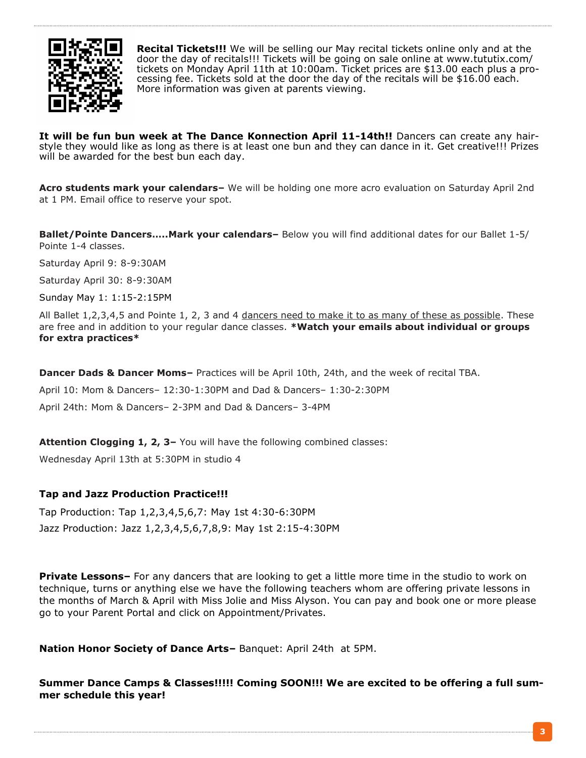**Recital Tickets!!!** We will be selling our May recital tickets online only and at the door the day of recitals!!! Tickets will be going on sale online at www.tututix.com/tickets on Monday April 11th at 10:00am. Ticket prices are $13.00 each plus a processing fee. Tickets sold at the door the day of the recitals will be $16.00 each. More information was given at parents viewing.

**It will be fun bun week at The Dance Konnection April 11-14th!!** Dancers can create any hairstyle they would like as long as there is at least one bun and they can dance in it. Get creative!!! Prizes will be awarded for the best bun each day.

**Acro students mark your calendars–** We will be holding one more acro evaluation on Saturday April 2nd at 1 PM. Email office to reserve your spot.

**Ballet/Pointe Dancers.....Mark your calendars–** Below you will find additional dates for our Ballet 1-5/ Pointe 1-4 classes.

Saturday April 9: 8-9:30AM

Saturday April 30: 8-9:30AM

Sunday May 1: 1:15-2:15PM

All Ballet 1,2,3,4,5 and Pointe 1, 2, 3 and 4 dancers need to make it to as many of these as possible. These are free and in addition to your regular dance classes. ***Watch your emails about individual or groups for extra practices***

**Dancer Dads & Dancer Moms–** Practices will be April 10th, 24th, and the week of recital TBA.

April 10: Mom & Dancers– 12:30-1:30PM and Dad & Dancers– 1:30-2:30PM

April 24th: Mom & Dancers– 2-3PM and Dad & Dancers– 3-4PM

**Attention Clogging 1, 2, 3–** You will have the following combined classes:

Wednesday April 13th at 5:30PM in studio 4

**Tap and Jazz Production Practice!!!**

Tap Production: Tap 1,2,3,4,5,6,7: May 1st 4:30-6:30PM

Jazz Production: Jazz 1,2,3,4,5,6,7,8,9: May 1st 2:15-4:30PM

**Private Lessons–** For any dancers that are looking to get a little more time in the studio to work on technique, turns or anything else we have the following teachers whom are offering private lessons in the months of March & April with Miss Jolie and Miss Alyson. You can pay and book one or more please go to your Parent Portal and click on Appointment/Privates.

**Nation Honor Society of Dance Arts–** Banquet: April 24th at 5PM.

**Summer Dance Camps & Classes!!!!! Coming SOON!!! We are excited to be offering a full summer schedule this year!**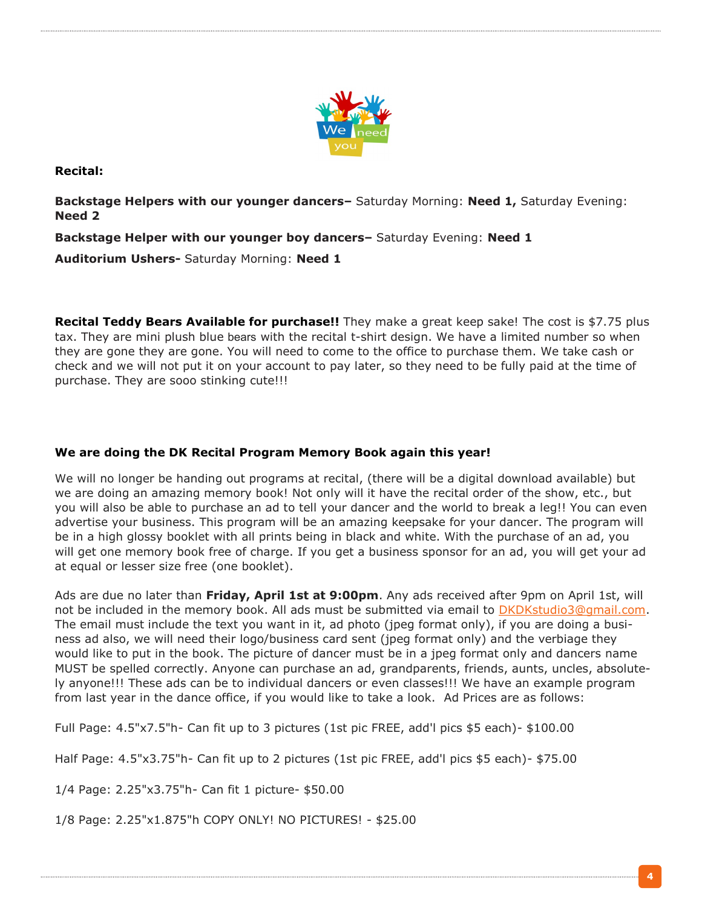**Recital:**

**Backstage Helpers with our younger dancers–** Saturday Morning: **Need 1,** Saturday Evening: **Need 2**

**Backstage Helper with our younger boy dancers–** Saturday Evening: **Need 1**

**Auditorium Ushers-** Saturday Morning: **Need 1**

**Recital Teddy Bears Available for purchase!!** They make a great keep sake! The cost is $7.75 plus tax. They are mini plush blue bears with the recital t-shirt design. We have a limited number so when they are gone they are gone. You will need to come to the office to purchase them. We take cash or check and we will not put it on your account to pay later, so they need to be fully paid at the time of purchase. They are sooo stinking cute!!!

**We are doing the DK Recital Program Memory Book again this year!**

We will no longer be handing out programs at recital, (there will be a digital download available) but we are doing an amazing memory book! Not only will it have the recital order of the show, etc., but you will also be able to purchase an ad to tell your dancer and the world to break a leg!! You can even advertise your business. This program will be an amazing keepsake for your dancer. The program will be in a high glossy booklet with all prints being in black and white. With the purchase of an ad, you will get one memory book free of charge. If you get a business sponsor for an ad, you will get your ad at equal or lesser size free (one booklet).

Ads are due no later than **Friday, April 1st at 9:00pm**. Any ads received after 9pm on April 1st, will not be included in the memory book. All ads must be submitted via email to DKDKstudio3@gmail.com. The email must include the text you want in it, ad photo (jpeg format only), if you are doing a business ad also, we will need their logo/business card sent (jpeg format only) and the verbiage they would like to put in the book. The picture of dancer must be in a jpeg format only and dancers name MUST be spelled correctly. Anyone can purchase an ad, grandparents, friends, aunts, uncles, absolutely anyone!!! These ads can be to individual dancers or even classes!!! We have an example program from last year in the dance office, if you would like to take a look. Ad Prices are as follows:

Full Page: 4.5"x7.5"h- Can fit up to 3 pictures (1st pic FREE, add'l pics $5 each)- $100.00

Half Page: 4.5"x3.75"h- Can fit up to 2 pictures (1st pic FREE, add'l pics $5 each)- $75.00

1/4 Page: 2.25"x3.75"h- Can fit 1 picture- $50.00

1/8 Page: 2.25"x1.875"h COPY ONLY! NO PICTURES! - $25.00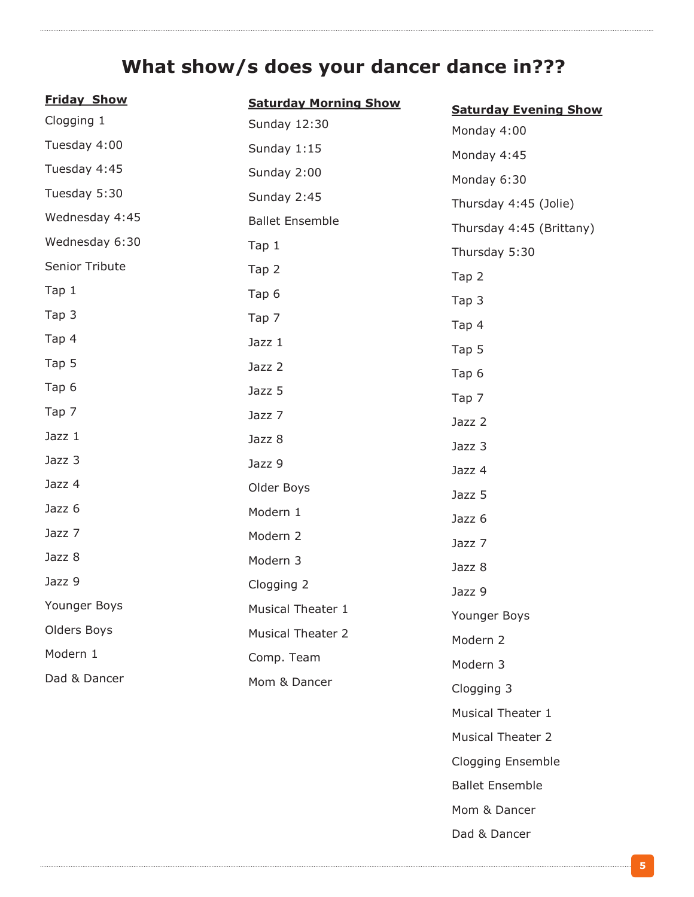# What show/s does your dancer dance in???

**Friday Show**

Clogging 1

Tuesday 4:00

Tuesday 4:45

Tuesday 5:30

Wednesday 4:45

Wednesday 6:30

Senior Tribute

Tap 1

Tap 3

Tap 4

Tap 5

Tap 6

Tap 7

Jazz 1

Jazz 3

Jazz 4

Jazz 6

Jazz 7

Jazz 8

Jazz 9

Younger Boys

Olders Boys

Modern 1

Dad & Dancer

**Saturday Morning Show**

Sunday 12:30

Sunday 1:15

Sunday 2:00

Sunday 2:45

Ballet Ensemble

Tap 1

Tap 2

Tap 6

Tap 7

Jazz 1

Jazz 2

Jazz 5

Jazz 7

Jazz 8

Jazz 9

Older Boys

Modern 1

Modern 2

Modern 3

Clogging 2

Musical Theater 1

Musical Theater 2

Comp. Team

Mom & Dancer

**Saturday Evening Show**

Monday 4:00

Monday 4:45

Monday 6:30

Thursday 4:45 (Jolie)

Thursday 4:45 (Brittany)

Thursday 5:30

Tap 2

Tap 3

Tap 4

Tap 5

Tap 6

Tap 7

Jazz 2

Jazz 3

Jazz 4

Jazz 5

Jazz 6

Jazz 7

Jazz 8

Jazz 9

Younger Boys

Modern 2

Modern 3

Clogging 3

Musical Theater 1

Musical Theater 2

Clogging Ensemble

Ballet Ensemble

Mom & Dancer

Dad & Dancer